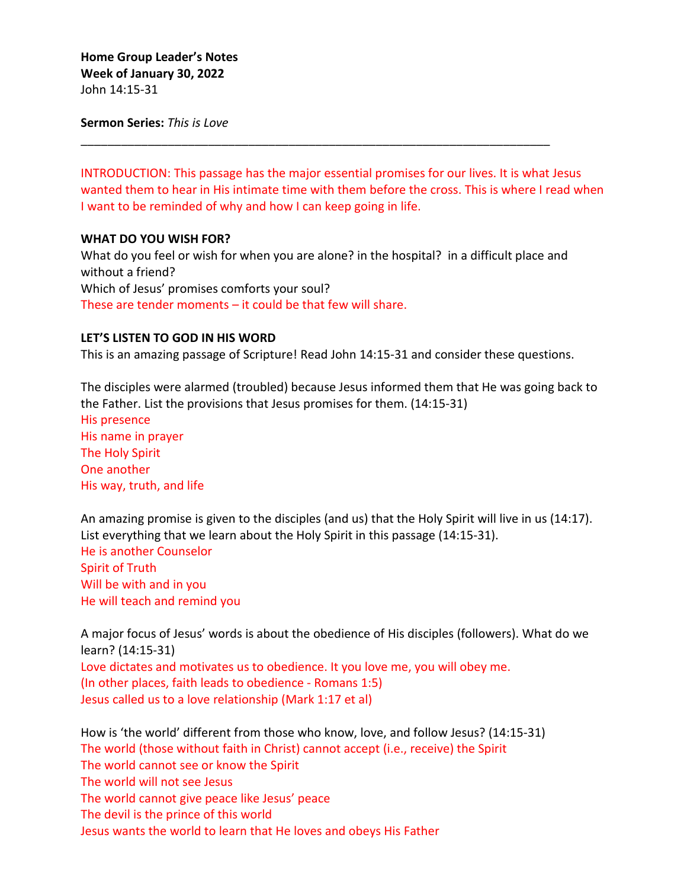**Home Group Leader's Notes**
**Week of January 30, 2022**
John 14:15-31

**Sermon Series:** *This is Love*

---

INTRODUCTION: This passage has the major essential promises for our lives. It is what Jesus wanted them to hear in His intimate time with them before the cross. This is where I read when I want to be reminded of why and how I can keep going in life.

**WHAT DO YOU WISH FOR?**

What do you feel or wish for when you are alone? in the hospital? in a difficult place and without a friend?
Which of Jesus' promises comforts your soul?
These are tender moments – it could be that few will share.

**LET'S LISTEN TO GOD IN HIS WORD**

This is an amazing passage of Scripture! Read John 14:15-31 and consider these questions.

The disciples were alarmed (troubled) because Jesus informed them that He was going back to the Father. List the provisions that Jesus promises for them. (14:15-31)
His presence
His name in prayer
The Holy Spirit
One another
His way, truth, and life

An amazing promise is given to the disciples (and us) that the Holy Spirit will live in us (14:17). List everything that we learn about the Holy Spirit in this passage (14:15-31).
He is another Counselor
Spirit of Truth
Will be with and in you
He will teach and remind you

A major focus of Jesus' words is about the obedience of His disciples (followers). What do we learn? (14:15-31)
Love dictates and motivates us to obedience. It you love me, you will obey me.
(In other places, faith leads to obedience - Romans 1:5)
Jesus called us to a love relationship (Mark 1:17 et al)

How is 'the world' different from those who know, love, and follow Jesus? (14:15-31)
The world (those without faith in Christ) cannot accept (i.e., receive) the Spirit
The world cannot see or know the Spirit
The world will not see Jesus
The world cannot give peace like Jesus' peace
The devil is the prince of this world
Jesus wants the world to learn that He loves and obeys His Father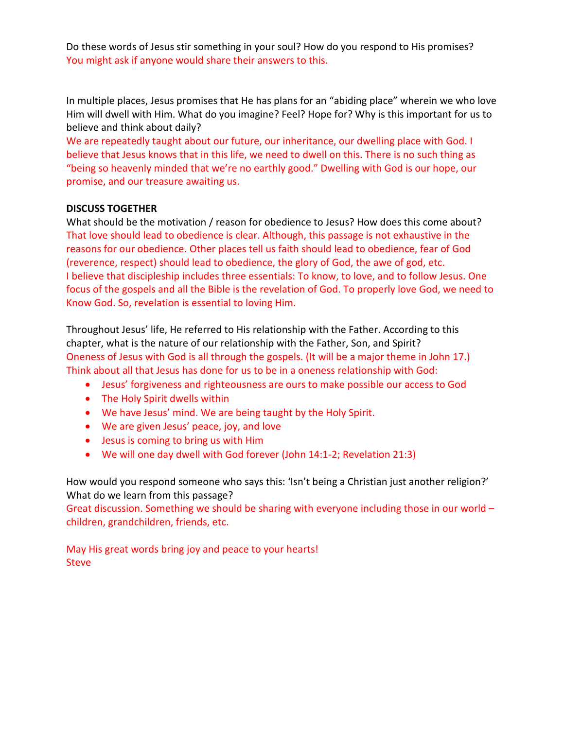Do these words of Jesus stir something in your soul? How do you respond to His promises?
You might ask if anyone would share their answers to this.

In multiple places, Jesus promises that He has plans for an "abiding place" wherein we who love Him will dwell with Him. What do you imagine? Feel? Hope for? Why is this important for us to believe and think about daily?
We are repeatedly taught about our future, our inheritance, our dwelling place with God. I believe that Jesus knows that in this life, we need to dwell on this. There is no such thing as "being so heavenly minded that we're no earthly good." Dwelling with God is our hope, our promise, and our treasure awaiting us.

**DISCUSS TOGETHER**

What should be the motivation / reason for obedience to Jesus? How does this come about?
That love should lead to obedience is clear. Although, this passage is not exhaustive in the reasons for our obedience. Other places tell us faith should lead to obedience, fear of God (reverence, respect) should lead to obedience, the glory of God, the awe of god, etc.
I believe that discipleship includes three essentials: To know, to love, and to follow Jesus. One focus of the gospels and all the Bible is the revelation of God. To properly love God, we need to Know God. So, revelation is essential to loving Him.

Throughout Jesus' life, He referred to His relationship with the Father. According to this chapter, what is the nature of our relationship with the Father, Son, and Spirit?
Oneness of Jesus with God is all through the gospels. (It will be a major theme in John 17.) Think about all that Jesus has done for us to be in a oneness relationship with God:

- Jesus' forgiveness and righteousness are ours to make possible our access to God
- The Holy Spirit dwells within
- We have Jesus' mind. We are being taught by the Holy Spirit.
- We are given Jesus' peace, joy, and love
- Jesus is coming to bring us with Him
- We will one day dwell with God forever (John 14:1-2; Revelation 21:3)

How would you respond someone who says this: 'Isn't being a Christian just another religion?' What do we learn from this passage?
Great discussion. Something we should be sharing with everyone including those in our world – children, grandchildren, friends, etc.

May His great words bring joy and peace to your hearts!
Steve